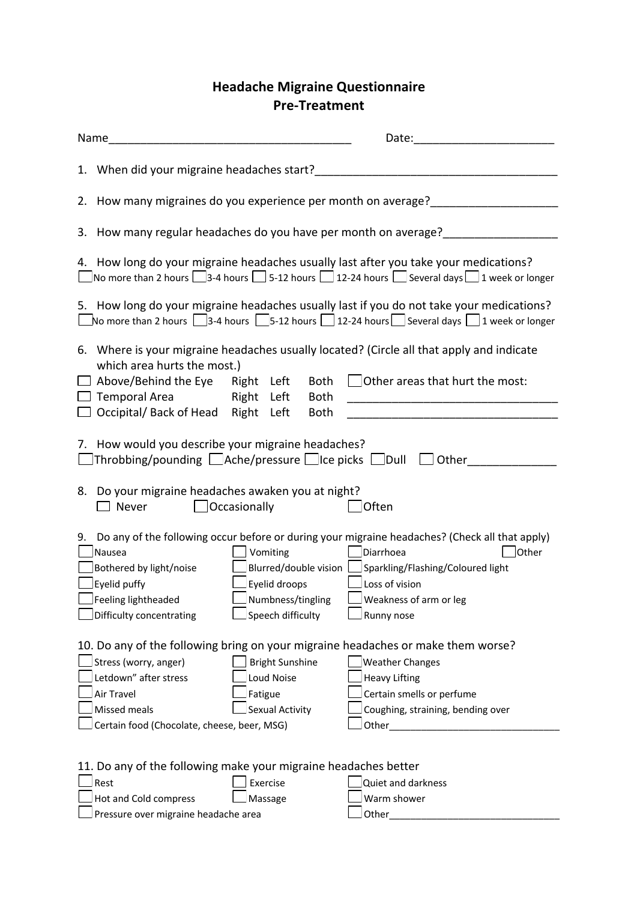# Headache Migraine Questionnaire
## Pre-Treatment

Name_______________________________________ Date:______________________

1. When did your migraine headaches start?______________________________________

2. How many migraines do you experience per month on average?___________________

3. How many regular headaches do you have per month on average?_________________

4. How long do your migraine headaches usually last after you take your medications?
   ☐ No more than 2 hours ☐ 3-4 hours ☐ 5-12 hours ☐ 12-24 hours ☐ Several days ☐ 1 week or longer

5. How long do your migraine headaches usually last if you do not take your medications?
   ☐ No more than 2 hours ☐ 3-4 hours ☐ 5-12 hours ☐ 12-24 hours ☐ Several days ☐ 1 week or longer

6. Where is your migraine headaches usually located? (Circle all that apply and indicate which area hurts the most.)
   ☐ Above/Behind the Eye Right Left Both
   ☐ Temporal Area Right Left Both
   ☐ Occipital/ Back of Head Right Left Both
   ☐ Other areas that hurt the most:
   _________________________________
   _________________________________

7. How would you describe your migraine headaches?
   ☐ Throbbing/pounding ☐ Ache/pressure ☐ Ice picks ☐ Dull ☐ Other______________

8. Do your migraine headaches awaken you at night?
   ☐ Never ☐ Occasionally ☐ Often

9. Do any of the following occur before or during your migraine headaches? (Check all that apply)
   ☐ Nausea ☐ Vomiting ☐ Diarrhoea ☐ Other
   ☐ Bothered by light/noise ☐ Blurred/double vision ☐ Sparkling/Flashing/Coloured light
   ☐ Eyelid puffy ☐ Eyelid droops ☐ Loss of vision
   ☐ Feeling lightheaded ☐ Numbness/tingling ☐ Weakness of arm or leg
   ☐ Difficulty concentrating ☐ Speech difficulty ☐ Runny nose

10. Do any of the following bring on your migraine headaches or make them worse?
    ☐ Stress (worry, anger) ☐ Bright Sunshine ☐ Weather Changes
    ☐ Letdown" after stress ☐ Loud Noise ☐ Heavy Lifting
    ☐ Air Travel ☐ Fatigue ☐ Certain smells or perfume
    ☐ Missed meals ☐ Sexual Activity ☐ Coughing, straining, bending over
    ☐ Certain food (Chocolate, cheese, beer, MSG) ☐ Other______________________________

11. Do any of the following make your migraine headaches better
    ☐ Rest ☐ Exercise ☐ Quiet and darkness
    ☐ Hot and Cold compress ☐ Massage ☐ Warm shower
    ☐ Pressure over migraine headache area ☐ Other______________________________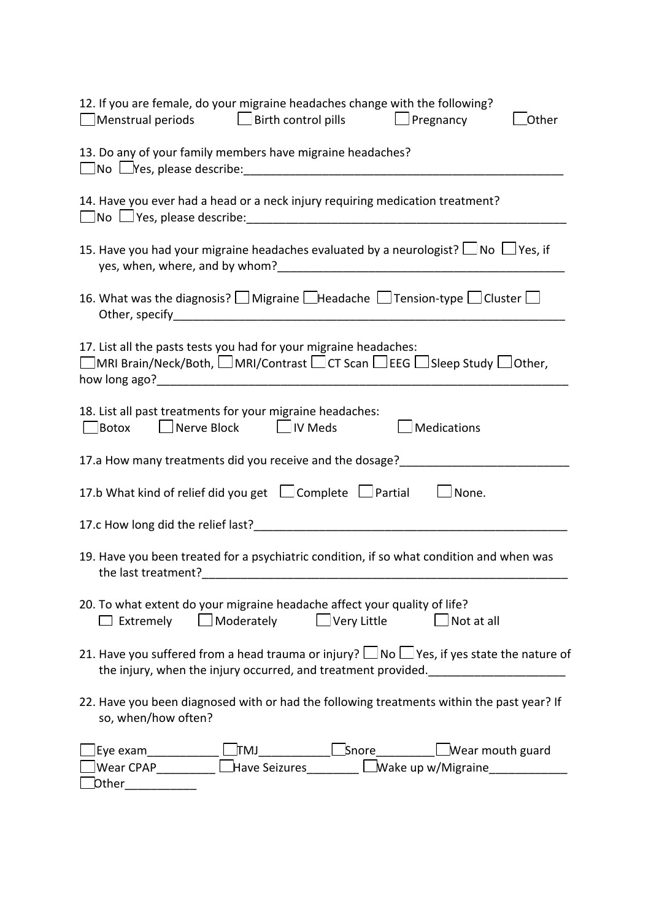12. If you are female, do your migraine headaches change with the following?
☐ Menstrual periods ☐ Birth control pills ☐ Pregnancy ☐ Other

13. Do any of your family members have migraine headaches?
☐ No ☐ Yes, please describe:___________________________________________________

14. Have you ever had a head or a neck injury requiring medication treatment?
☐ No ☐ Yes, please describe:___________________________________________________

15. Have you had your migraine headaches evaluated by a neurologist? ☐ No ☐ Yes, if yes, when, where, and by whom?_____________________________________________

16. What was the diagnosis? ☐ Migraine ☐ Headache ☐ Tension-type ☐ Cluster ☐ Other, specify_____________________________________________________________

17. List all the pasts tests you had for your migraine headaches:
☐ MRI Brain/Neck/Both, ☐ MRI/Contrast ☐ CT Scan ☐ EEG ☐ Sleep Study ☐ Other, how long ago?_______________________________________________________________

18. List all past treatments for your migraine headaches:
☐ Botox ☐ Nerve Block ☐ IV Meds ☐ Medications

17.a How many treatments did you receive and the dosage?__________________________

17.b What kind of relief did you get ☐ Complete ☐ Partial ☐ None.

17.c How long did the relief last?________________________________________________

19. Have you been treated for a psychiatric condition, if so what condition and when was the last treatment?_________________________________________________________

20. To what extent do your migraine headache affect your quality of life?
☐ Extremely ☐ Moderately ☐ Very Little ☐ Not at all

21. Have you suffered from a head trauma or injury? ☐ No ☐ Yes, if yes state the nature of the injury, when the injury occurred, and treatment provided._____________________

22. Have you been diagnosed with or had the following treatments within the past year? If so, when/how often?

☐ Eye exam___________ ☐ TMJ___________ ☐ Snore_________ ☐ Wear mouth guard
☐ Wear CPAP_________ ☐ Have Seizures________ ☐ Wake up w/Migraine____________
☐ Other___________